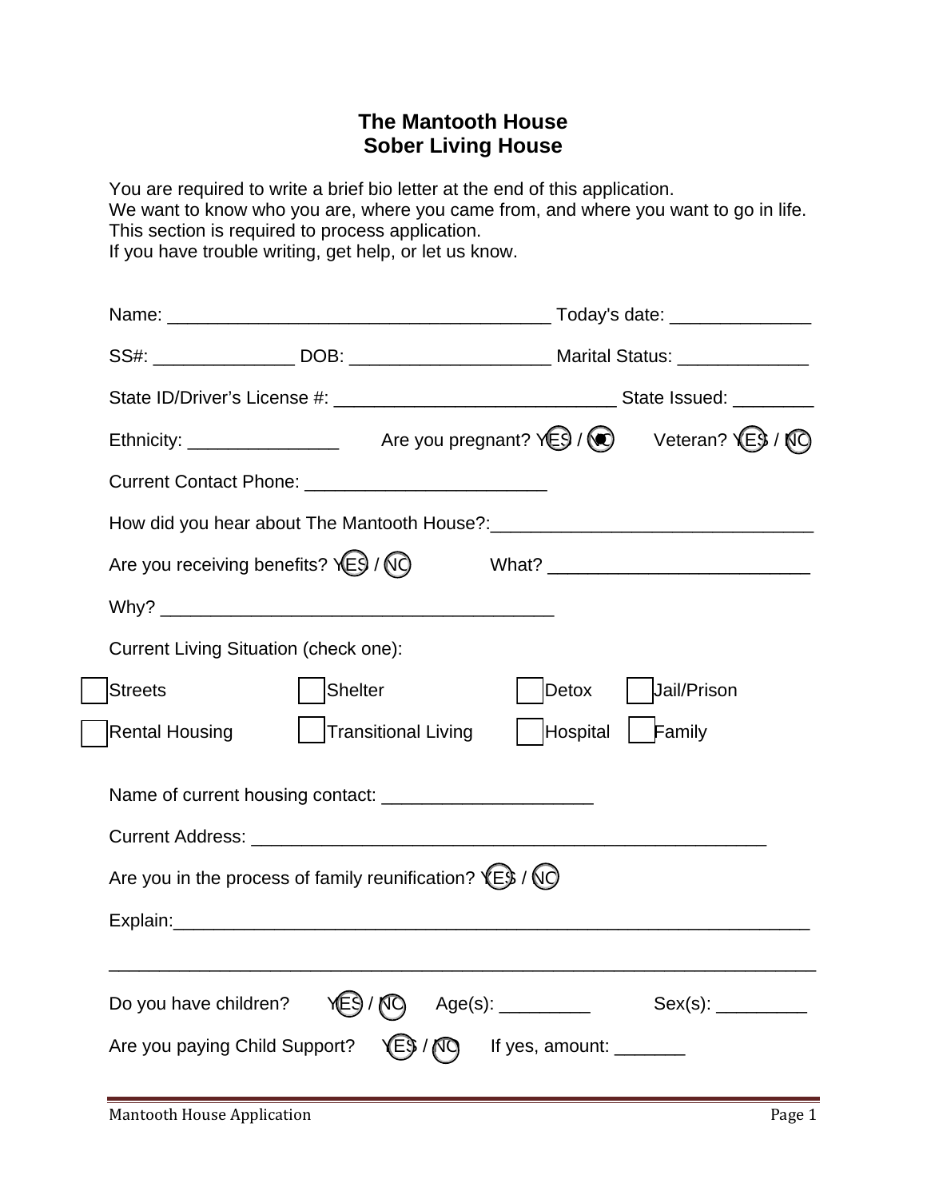# The Mantooth House
## Sober Living House

You are required to write a brief bio letter at the end of this application.
We want to know who you are, where you came from, and where you want to go in life.
This section is required to process application.
If you have trouble writing, get help, or let us know.

Name: ______________________________________ Today's date: ______________

SS#: ______________ DOB: ____________________ Marital Status: _____________

State ID/Driver's License #: ____________________________ State Issued: ________

Ethnicity: _______________ Are you pregnant? YES / NO Veteran? YES / NO

Current Contact Phone: ________________________

How did you hear about The Mantooth House?:________________________________

Are you receiving benefits? YES / NO What? __________________________

Why? _______________________________________

Current Living Situation (check one):

- ☐ Streets ☐ Shelter ☐ Detox ☐ Jail/Prison
- ☐ Rental Housing ☐ Transitional Living ☐ Hospital ☐ Family

Name of current housing contact: _____________________

Current Address: ____________________________________________________

Are you in the process of family reunification? YES / NO

Explain:_________________________________________________________________

_________________________________________________________________________

Do you have children? YES / NO Age(s): _________ Sex(s): _________

Are you paying Child Support? YES / NO If yes, amount: _______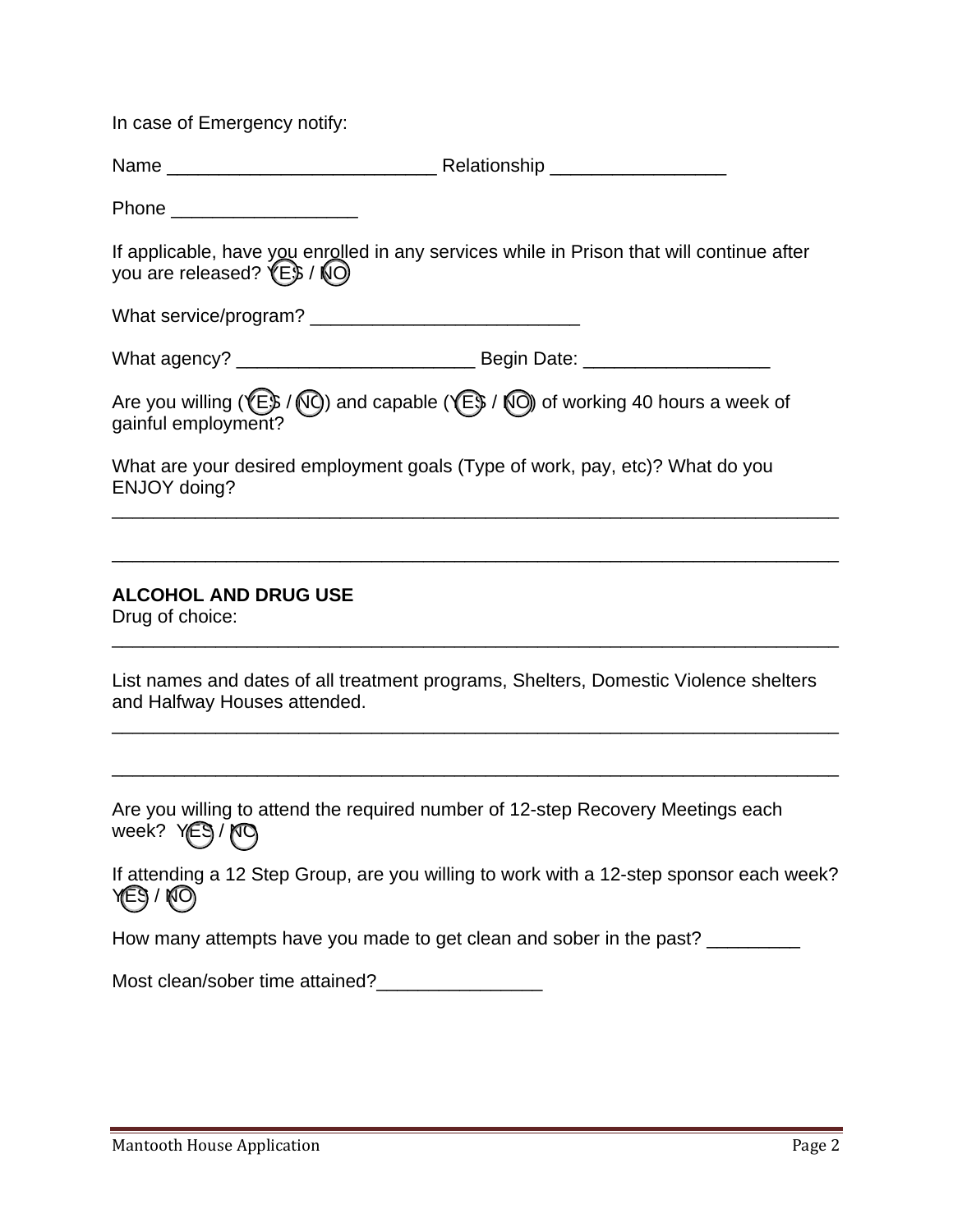In case of Emergency notify:

Name __________________________ Relationship _________________

Phone __________________

If applicable, have you enrolled in any services while in Prison that will continue after you are released? YES / NO

What service/program? __________________________

What agency? _______________________ Begin Date: __________________

Are you willing (YES / NO) and capable (YES / NO) of working 40 hours a week of gainful employment?

What are your desired employment goals (Type of work, pay, etc)? What do you ENJOY doing?
_______________________________________________________________________

_______________________________________________________________________

**ALCOHOL AND DRUG USE**

Drug of choice:
_______________________________________________________________________

List names and dates of all treatment programs, Shelters, Domestic Violence shelters and Halfway Houses attended.
_______________________________________________________________________

_______________________________________________________________________

Are you willing to attend the required number of 12-step Recovery Meetings each week? YES / NO

If attending a 12 Step Group, are you willing to work with a 12-step sponsor each week? YES / NO

How many attempts have you made to get clean and sober in the past? _________

Most clean/sober time attained?________________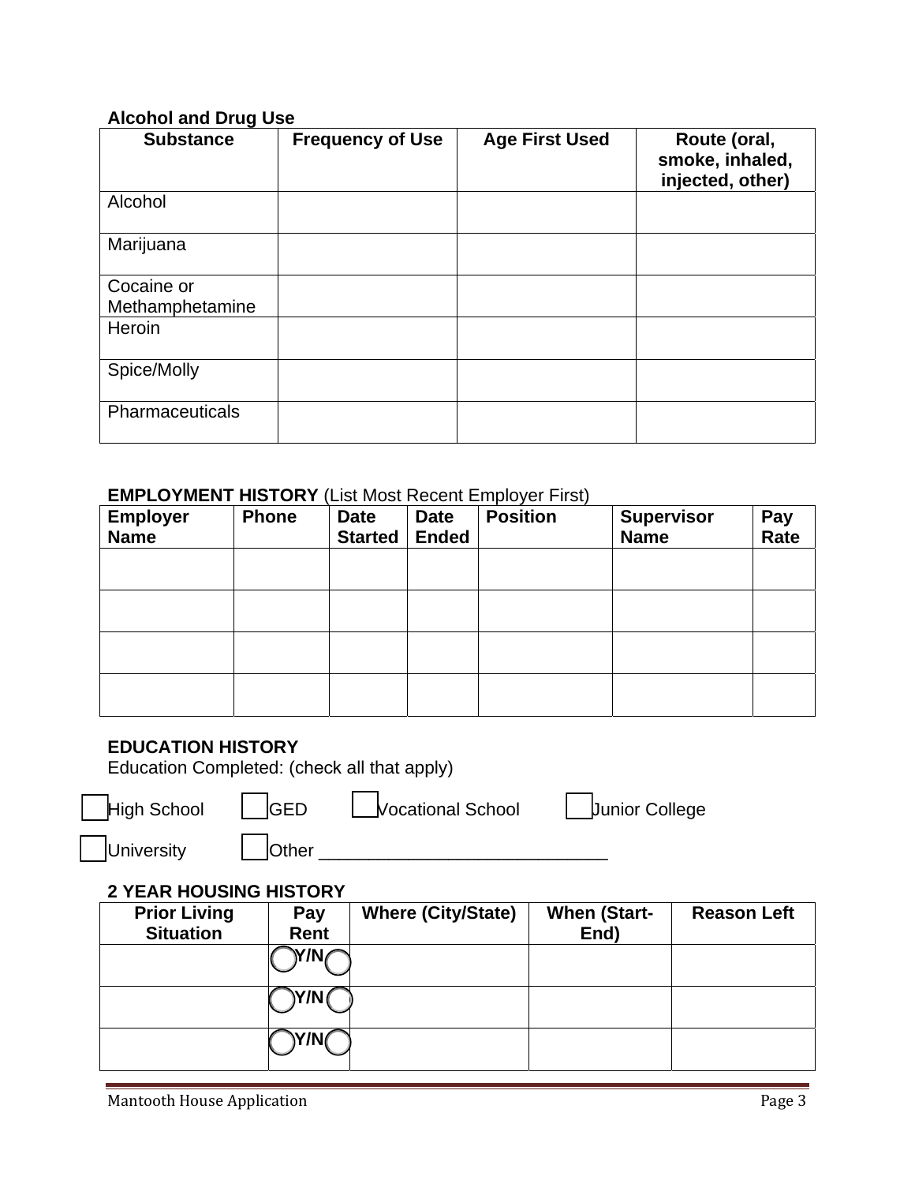**Alcohol and Drug Use**

| Substance | Frequency of Use | Age First Used | Route (oral, smoke, inhaled, injected, other) |
|---|---|---|---|
| Alcohol | | | |
| Marijuana | | | |
| Cocaine or Methamphetamine | | | |
| Heroin | | | |
| Spice/Molly | | | |
| Pharmaceuticals | | | |

**EMPLOYMENT HISTORY** (List Most Recent Employer First)

| Employer Name | Phone | Date Started | Date Ended | Position | Supervisor Name | Pay Rate |
|---|---|---|---|---|---|---|
| | | | | | | |
| | | | | | | |
| | | | | | | |
| | | | | | | |

**EDUCATION HISTORY**

Education Completed: (check all that apply)

☐ High School ☐ GED ☐ Vocational School ☐ Junior College

☐ University ☐ Other ____________________________

**2 YEAR HOUSING HISTORY**

| Prior Living Situation | Pay Rent | Where (City/State) | When (Start-End) | Reason Left |
|---|---|---|---|---|
| | ◯Y/N◯ | | | |
| | ◯Y/N◯ | | | |
| | ◯Y/N◯ | | | |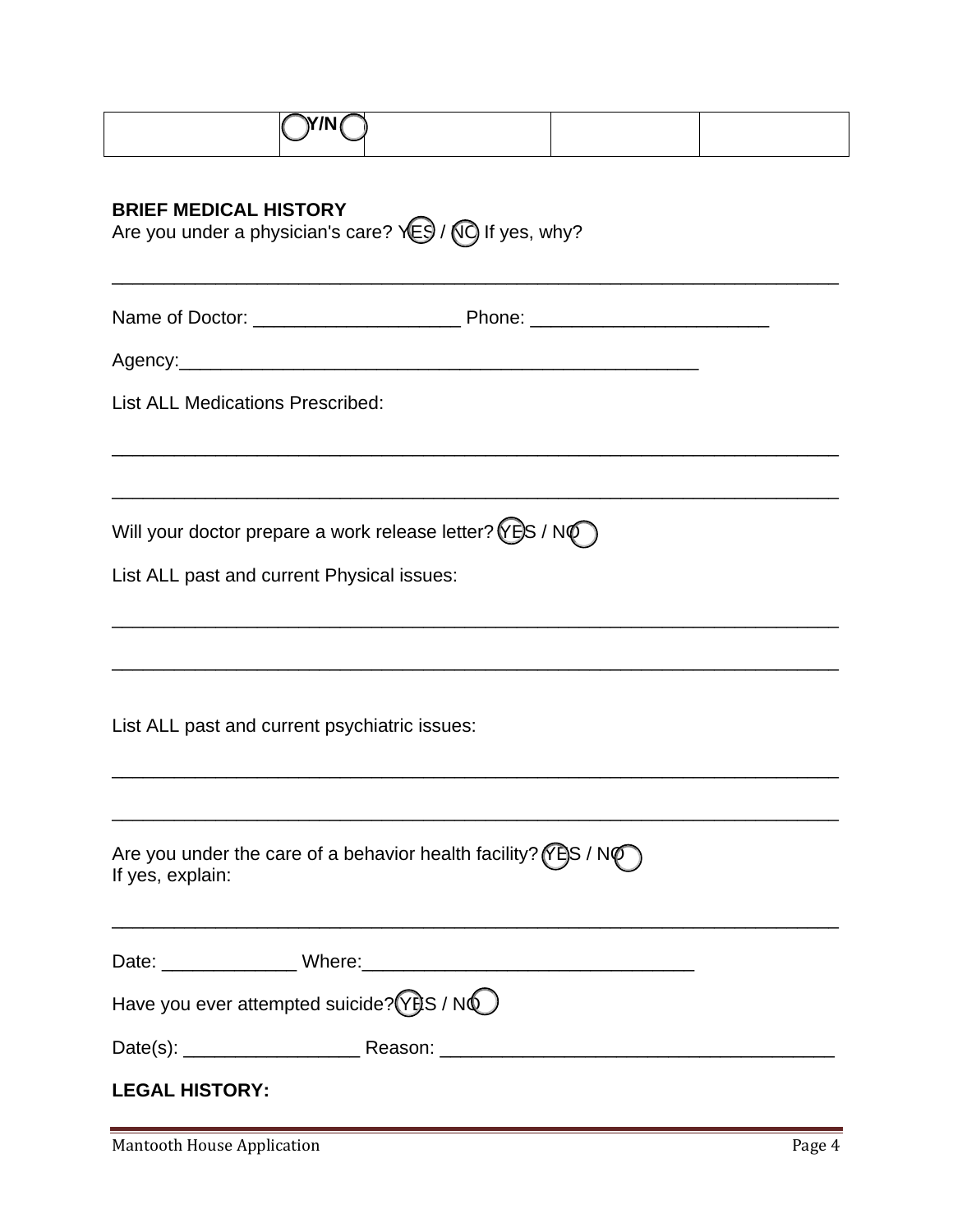|  | Y/N |  |  |  |
|---|---|---|---|---|

**BRIEF MEDICAL HISTORY**

Are you under a physician's care? YES / NO If yes, why?

_______________________________________________________________________

Name of Doctor: ____________________ Phone: _______________________

Agency:___________________________________________________

List ALL Medications Prescribed:

_______________________________________________________________________

_______________________________________________________________________

Will your doctor prepare a work release letter? YES / NO

List ALL past and current Physical issues:

_______________________________________________________________________

_______________________________________________________________________

List ALL past and current psychiatric issues:

_______________________________________________________________________

_______________________________________________________________________

Are you under the care of a behavior health facility? YES / NO
If yes, explain:

_______________________________________________________________________

Date: _____________ Where:________________________________

Have you ever attempted suicide? YES / NO

Date(s): _________________ Reason: _____________________________________

**LEGAL HISTORY:**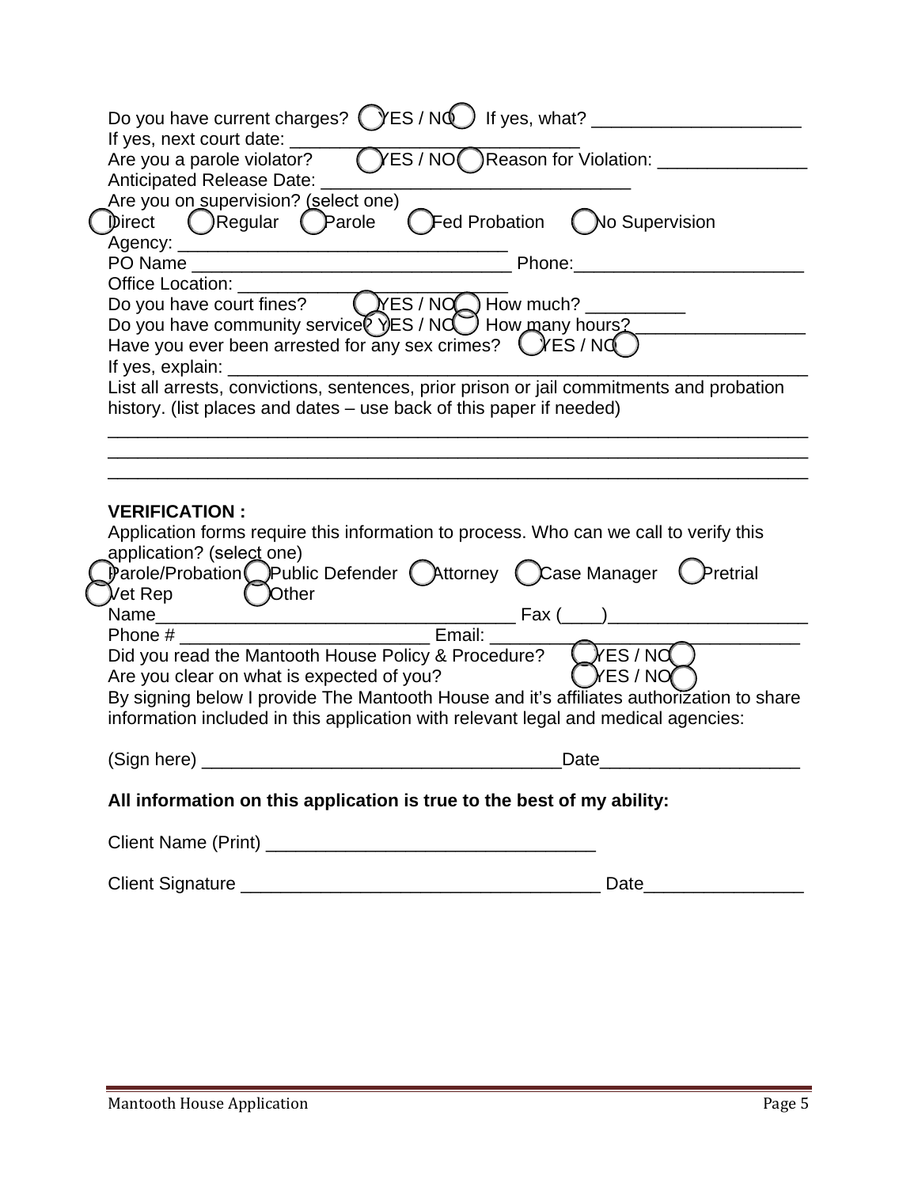Do you have current charges? ◯YES / NO◯ If yes, what? _____________________

If yes, next court date: ____________________________

Are you a parole violator? ◯YES / NO◯ Reason for Violation: _______________

Anticipated Release Date: _______________________________

Are you on supervision? (select one)

◯Direct ◯Regular ◯Parole ◯Fed Probation ◯No Supervision

Agency: ________________________________

PO Name ______________________________ Phone:_______________________

Office Location: ___________________________

Do you have court fines? ◯YES / NO◯ How much? __________

Do you have community service? ◯YES / NO◯ How many hours? _________________

Have you ever been arrested for any sex crimes? ◯YES / NO◯

If yes, explain: ___________________________________________________________

List all arrests, convictions, sentences, prior prison or jail commitments and probation history. (list places and dates – use back of this paper if needed)

______________________________________________________________________

______________________________________________________________________

______________________________________________________________________

**VERIFICATION :**

Application forms require this information to process. Who can we call to verify this application? (select one)

◯Parole/Probation ◯Public Defender ◯Attorney ◯Case Manager ◯Pretrial

◯Vet Rep ◯Other

Name_________________________________ Fax (____)____________________

Phone # _________________________ Email: _______________________________

Did you read the Mantooth House Policy & Procedure? ◯YES / NO◯

Are you clear on what is expected of you? ◯YES / NO◯

By signing below I provide The Mantooth House and it's affiliates authorization to share information included in this application with relevant legal and medical agencies:

(Sign here) ___________________________________Date____________________

**All information on this application is true to the best of my ability:**

Client Name (Print) _________________________________

Client Signature ___________________________________ Date________________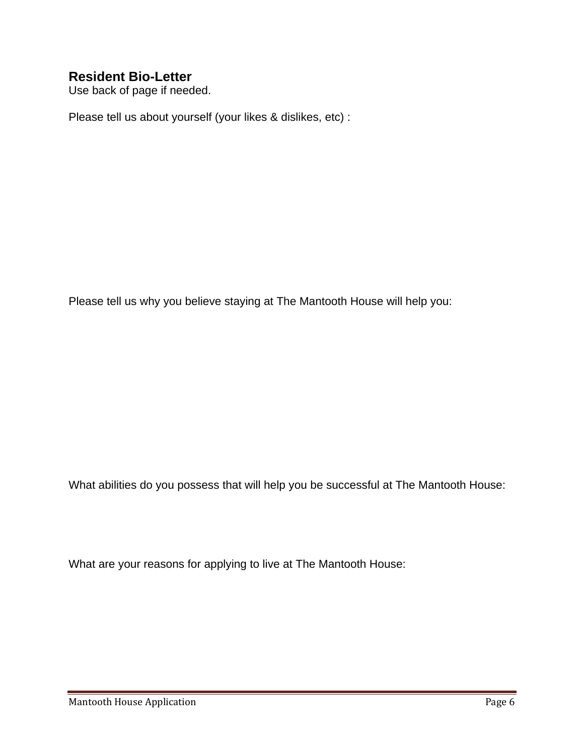## Resident Bio-Letter

Use back of page if needed.

Please tell us about yourself (your likes & dislikes, etc) :

Please tell us why you believe staying at The Mantooth House will help you:

What abilities do you possess that will help you be successful at The Mantooth House:

What are your reasons for applying to live at The Mantooth House: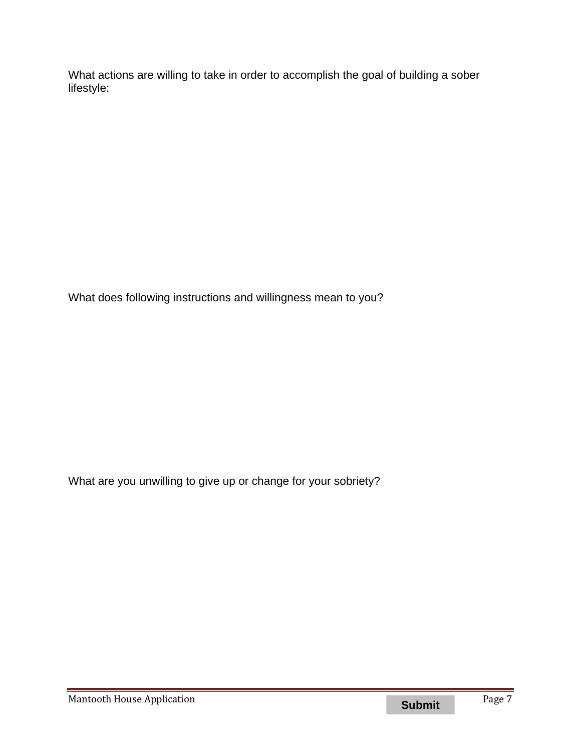What actions are willing to take in order to accomplish the goal of building a sober lifestyle:

What does following instructions and willingness mean to you?

What are you unwilling to give up or change for your sobriety?

Submit